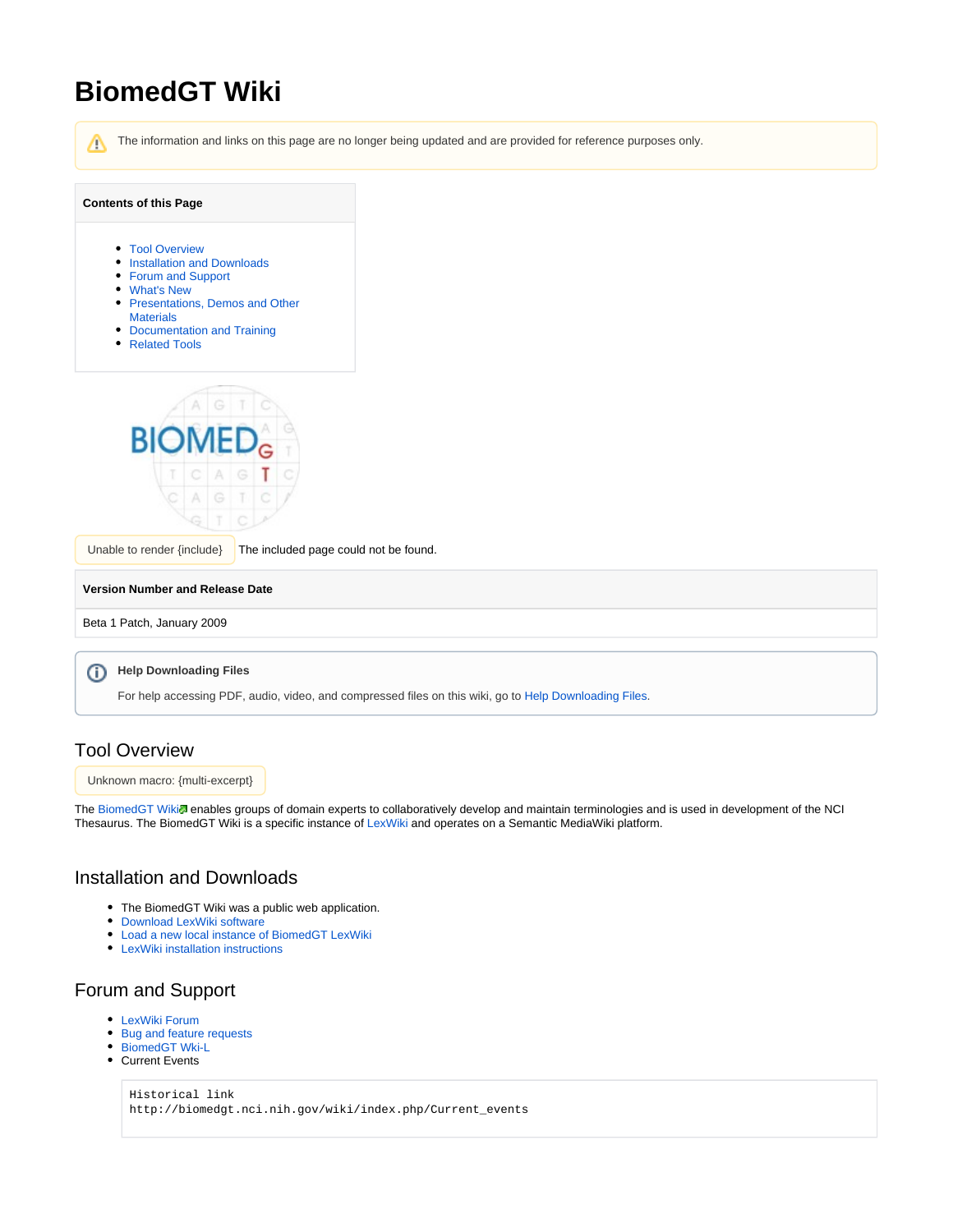# BiomedGT Wiki

The information and links on this page are no longer being updated and are provided for reference purposes only.

**Contents of this Page**

- Tool Overview
- Installation and Downloads
- Forum and Support
- What's New
- Presentations, Demos and Other Materials
- Documentation and Training
- Related Tools

Unable to render {include} The included page could not be found.

| Version Number and Release Date |
|---|
| Beta 1 Patch, January 2009 |

**Help Downloading Files**

For help accessing PDF, audio, video, and compressed files on this wiki, go to Help Downloading Files.

## Tool Overview

Unknown macro: {multi-excerpt}

The BiomedGT Wiki enables groups of domain experts to collaboratively develop and maintain terminologies and is used in development of the NCI Thesaurus. The BiomedGT Wiki is a specific instance of LexWiki and operates on a Semantic MediaWiki platform.

## Installation and Downloads

- The BiomedGT Wiki was a public web application.
- Download LexWiki software
- Load a new local instance of BiomedGT LexWiki
- LexWiki installation instructions

## Forum and Support

- LexWiki Forum
- Bug and feature requests
- BiomedGT Wki-L
- Current Events

```
Historical link
http://biomedgt.nci.nih.gov/wiki/index.php/Current_events
```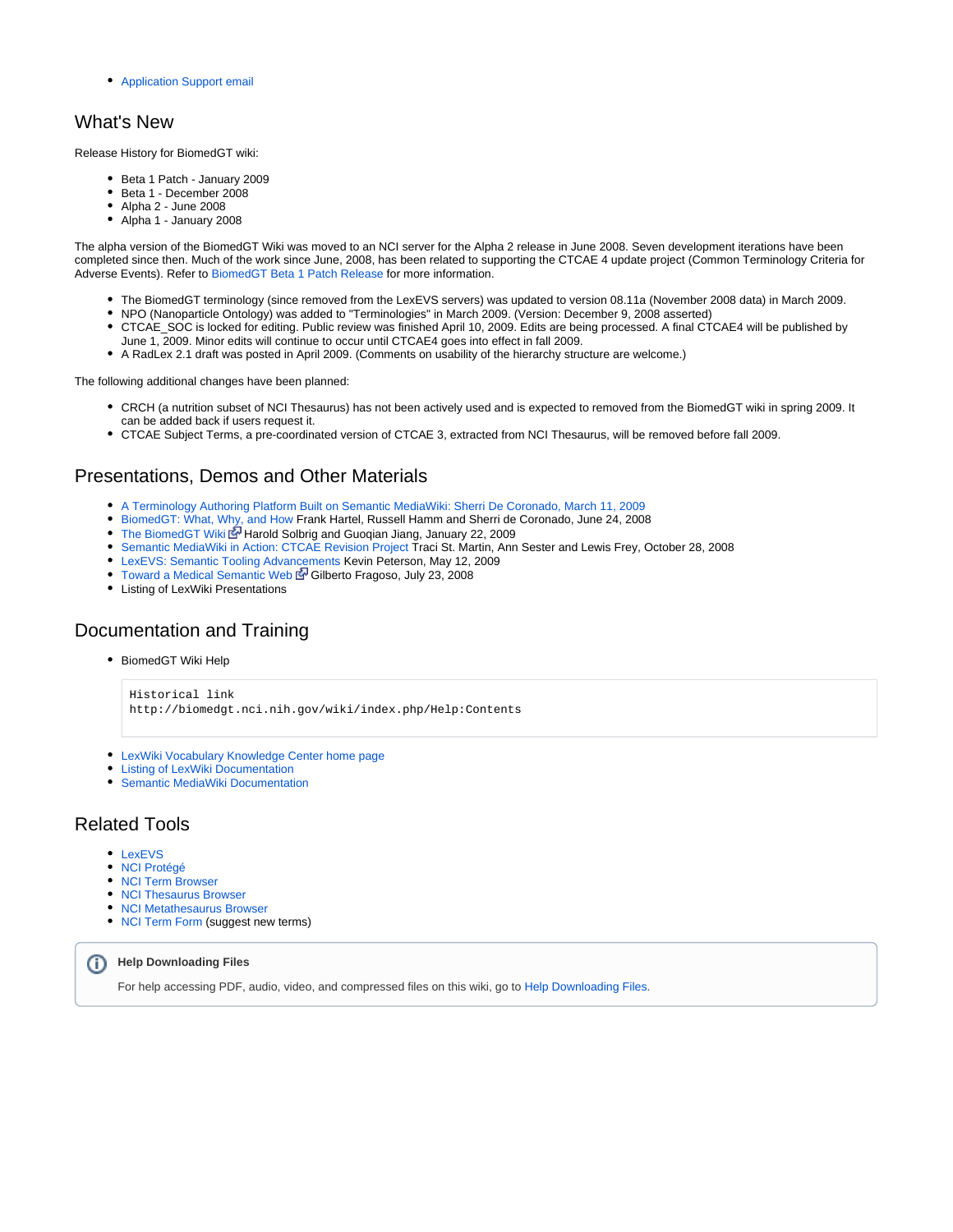- Application Support email

## What's New

Release History for BiomedGT wiki:

- Beta 1 Patch - January 2009
- Beta 1 - December 2008
- Alpha 2 - June 2008
- Alpha 1 - January 2008

The alpha version of the BiomedGT Wiki was moved to an NCI server for the Alpha 2 release in June 2008. Seven development iterations have been completed since then. Much of the work since June, 2008, has been related to supporting the CTCAE 4 update project (Common Terminology Criteria for Adverse Events). Refer to BiomedGT Beta 1 Patch Release for more information.

- The BiomedGT terminology (since removed from the LexEVS servers) was updated to version 08.11a (November 2008 data) in March 2009.
- NPO (Nanoparticle Ontology) was added to "Terminologies" in March 2009. (Version: December 9, 2008 asserted)
- CTCAE_SOC is locked for editing. Public review was finished April 10, 2009. Edits are being processed. A final CTCAE4 will be published by June 1, 2009. Minor edits will continue to occur until CTCAE4 goes into effect in fall 2009.
- A RadLex 2.1 draft was posted in April 2009. (Comments on usability of the hierarchy structure are welcome.)

The following additional changes have been planned:

- CRCH (a nutrition subset of NCI Thesaurus) has not been actively used and is expected to removed from the BiomedGT wiki in spring 2009. It can be added back if users request it.
- CTCAE Subject Terms, a pre-coordinated version of CTCAE 3, extracted from NCI Thesaurus, will be removed before fall 2009.

## Presentations, Demos and Other Materials

- A Terminology Authoring Platform Built on Semantic MediaWiki: Sherri De Coronado, March 11, 2009
- BiomedGT: What, Why, and How Frank Hartel, Russell Hamm and Sherri de Coronado, June 24, 2008
- The BiomedGT Wiki Harold Solbrig and Guoqian Jiang, January 22, 2009
- Semantic MediaWiki in Action: CTCAE Revision Project Traci St. Martin, Ann Sester and Lewis Frey, October 28, 2008
- LexEVS: Semantic Tooling Advancements Kevin Peterson, May 12, 2009
- Toward a Medical Semantic Web Gilberto Fragoso, July 23, 2008
- Listing of LexWiki Presentations

## Documentation and Training

- BiomedGT Wiki Help

```
Historical link
http://biomedgt.nci.nih.gov/wiki/index.php/Help:Contents
```

- LexWiki Vocabulary Knowledge Center home page
- Listing of LexWiki Documentation
- Semantic MediaWiki Documentation

## Related Tools

- LexEVS
- NCI Protégé
- NCI Term Browser
- NCI Thesaurus Browser
- NCI Metathesaurus Browser
- NCI Term Form (suggest new terms)

**Help Downloading Files**

For help accessing PDF, audio, video, and compressed files on this wiki, go to Help Downloading Files.